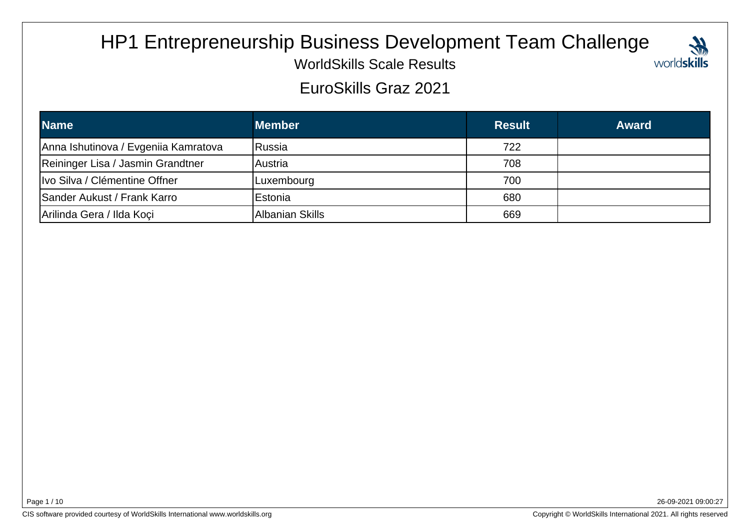# HP1 Entrepreneurship Business Development Team Challenge

WorldSkills Scale Results

EuroSkills Graz 2021

| Name | Member | Result | Award |
| --- | --- | --- | --- |
| Anna Ishutinova / Evgeniia Kamratova | Russia | 722 | |
| Reininger Lisa / Jasmin Grandtner | Austria | 708 | |
| Ivo Silva / Clémentine Offner | Luxembourg | 700 | |
| Sander Aukust / Frank Karro | Estonia | 680 | |
| Arilinda Gera / Ilda Koçi | Albanian Skills | 669 | |

26-09-2021 09:00:27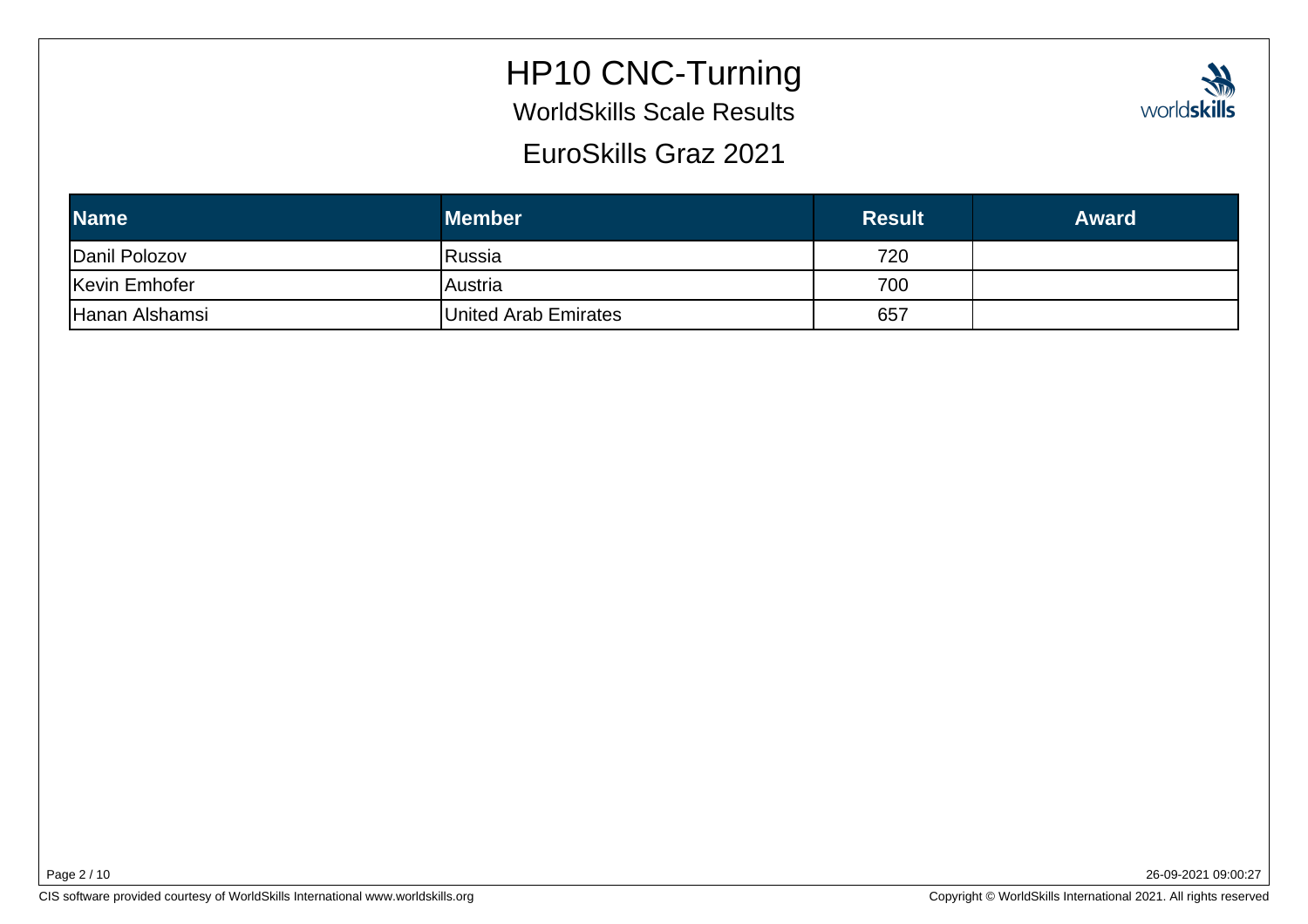# HP10 CNC-Turning

WorldSkills Scale Results

EuroSkills Graz 2021

| Name | Member | Result | Award |
|---|---|---|---|
| Danil Polozov | Russia | 720 | |
| Kevin Emhofer | Austria | 700 | |
| Hanan Alshamsi | United Arab Emirates | 657 | |

26-09-2021 09:00:27

CIS software provided courtesy of WorldSkills International www.worldskills.org

Copyright © WorldSkills International 2021. All rights reserved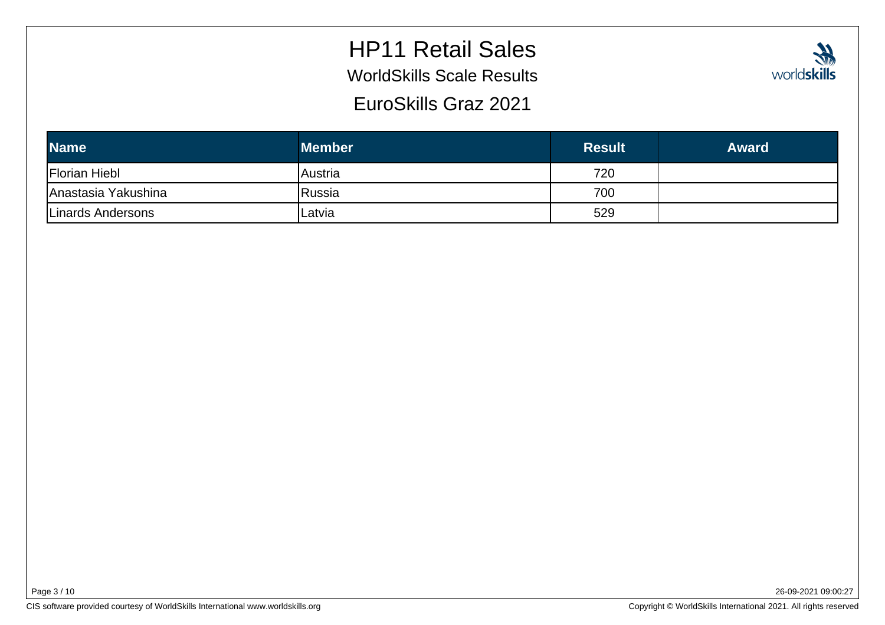# HP11 Retail Sales

## WorldSkills Scale Results

## EuroSkills Graz 2021

| Name | Member | Result | Award |
|---|---|---|---|
| Florian Hiebl | Austria | 720 | |
| Anastasia Yakushina | Russia | 700 | |
| Linards Andersons | Latvia | 529 | |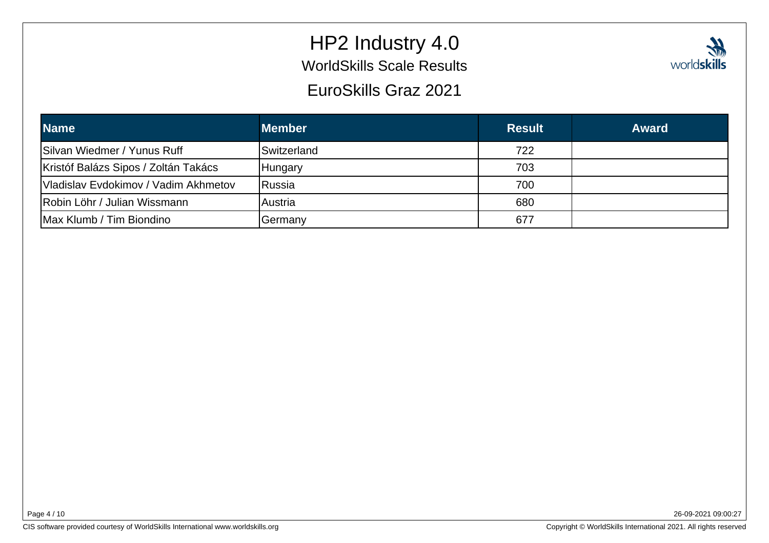# HP2 Industry 4.0

## WorldSkills Scale Results

## EuroSkills Graz 2021

| Name | Member | Result | Award |
|---|---|---|---|
| Silvan Wiedmer / Yunus Ruff | Switzerland | 722 | |
| Kristóf Balázs Sipos / Zoltán Takács | Hungary | 703 | |
| Vladislav Evdokimov / Vadim Akhmetov | Russia | 700 | |
| Robin Löhr / Julian Wissmann | Austria | 680 | |
| Max Klumb / Tim Biondino | Germany | 677 | |

26-09-2021 09:00:27

CIS software provided courtesy of WorldSkills International www.worldskills.org

Copyright © WorldSkills International 2021. All rights reserved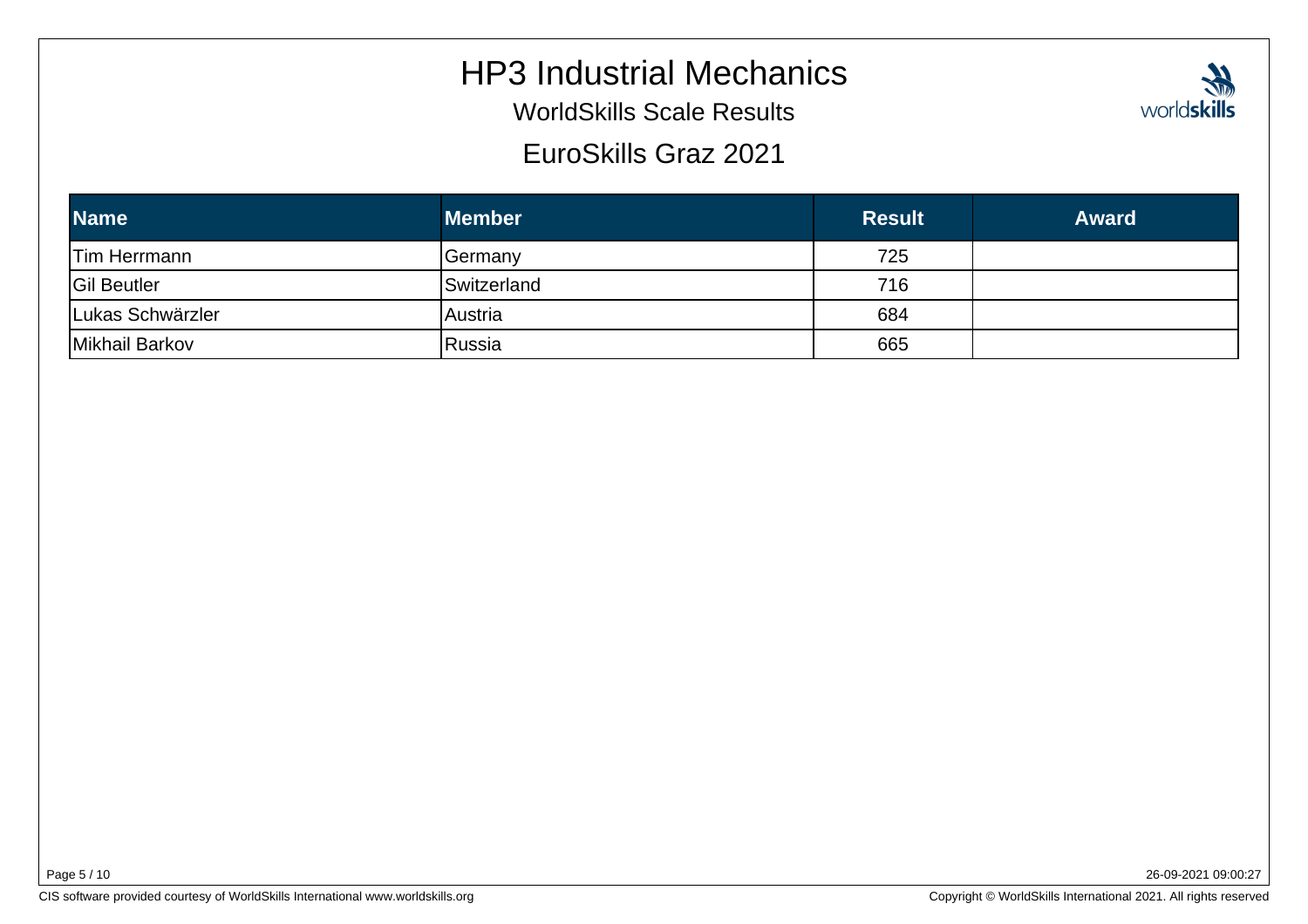# HP3 Industrial Mechanics

WorldSkills Scale Results

EuroSkills Graz 2021

| Name | Member | Result | Award |
| --- | --- | --- | --- |
| Tim Herrmann | Germany | 725 | |
| Gil Beutler | Switzerland | 716 | |
| Lukas Schwärzler | Austria | 684 | |
| Mikhail Barkov | Russia | 665 | |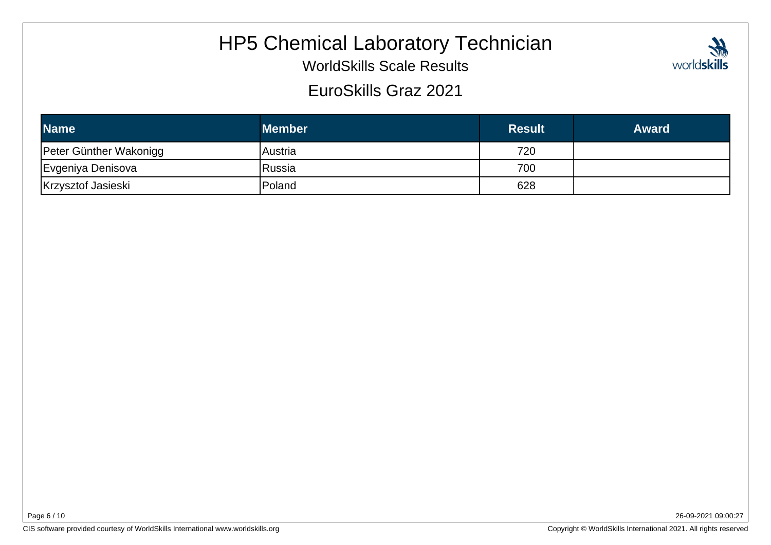# HP5 Chemical Laboratory Technician

WorldSkills Scale Results

EuroSkills Graz 2021

| Name | Member | Result | Award |
| --- | --- | --- | --- |
| Peter Günther Wakonigg | Austria | 720 | |
| Evgeniya Denisova | Russia | 700 | |
| Krzysztof Jasieski | Poland | 628 | |

26-09-2021 09:00:27

CIS software provided courtesy of WorldSkills International www.worldskills.org

Copyright © WorldSkills International 2021. All rights reserved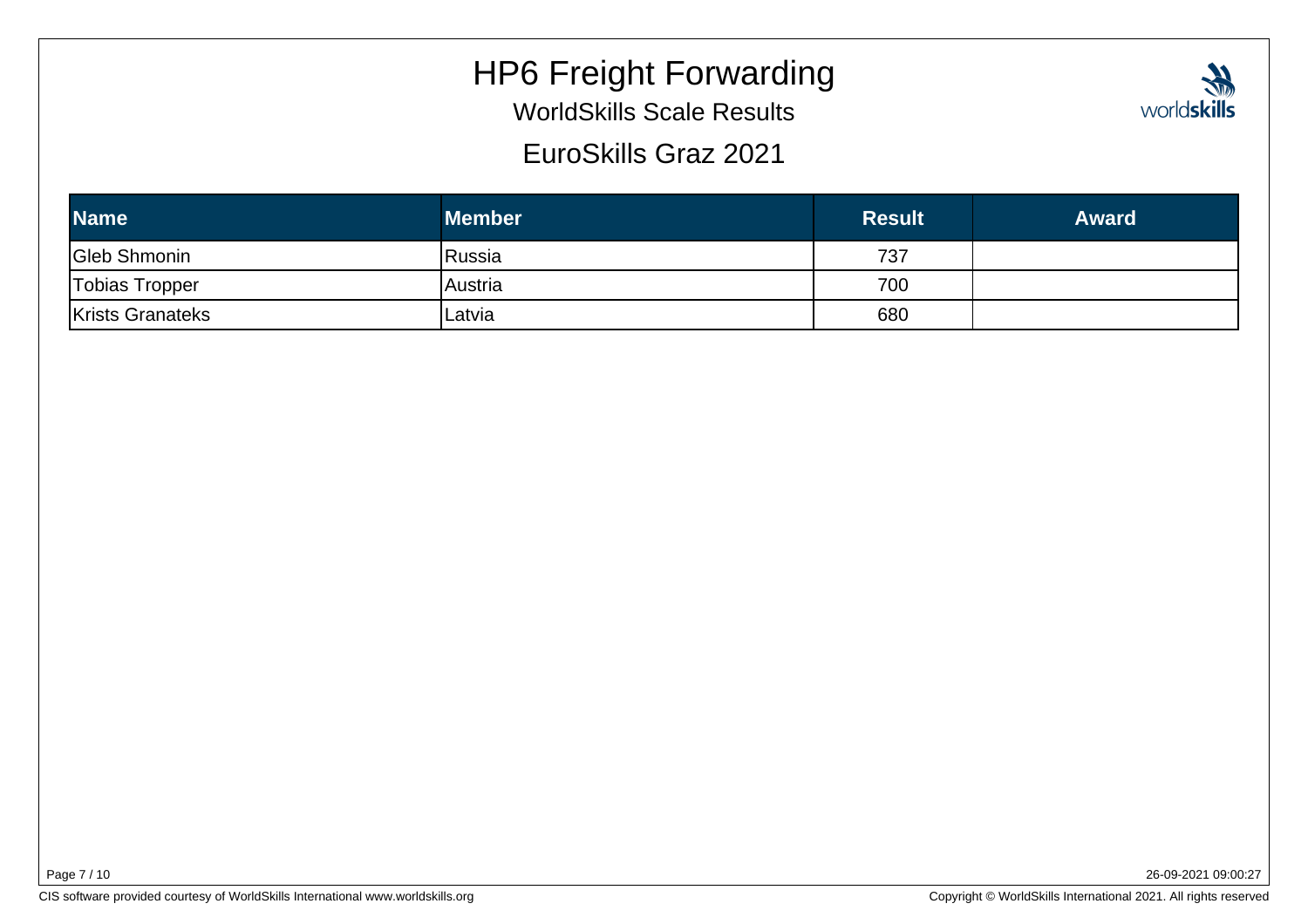# HP6 Freight Forwarding

## WorldSkills Scale Results

## EuroSkills Graz 2021

| Name | Member | Result | Award |
| --- | --- | --- | --- |
| Gleb Shmonin | Russia | 737 | |
| Tobias Tropper | Austria | 700 | |
| Krists Granateks | Latvia | 680 | |

26-09-2021 09:00:27

CIS software provided courtesy of WorldSkills International www.worldskills.org

Copyright © WorldSkills International 2021. All rights reserved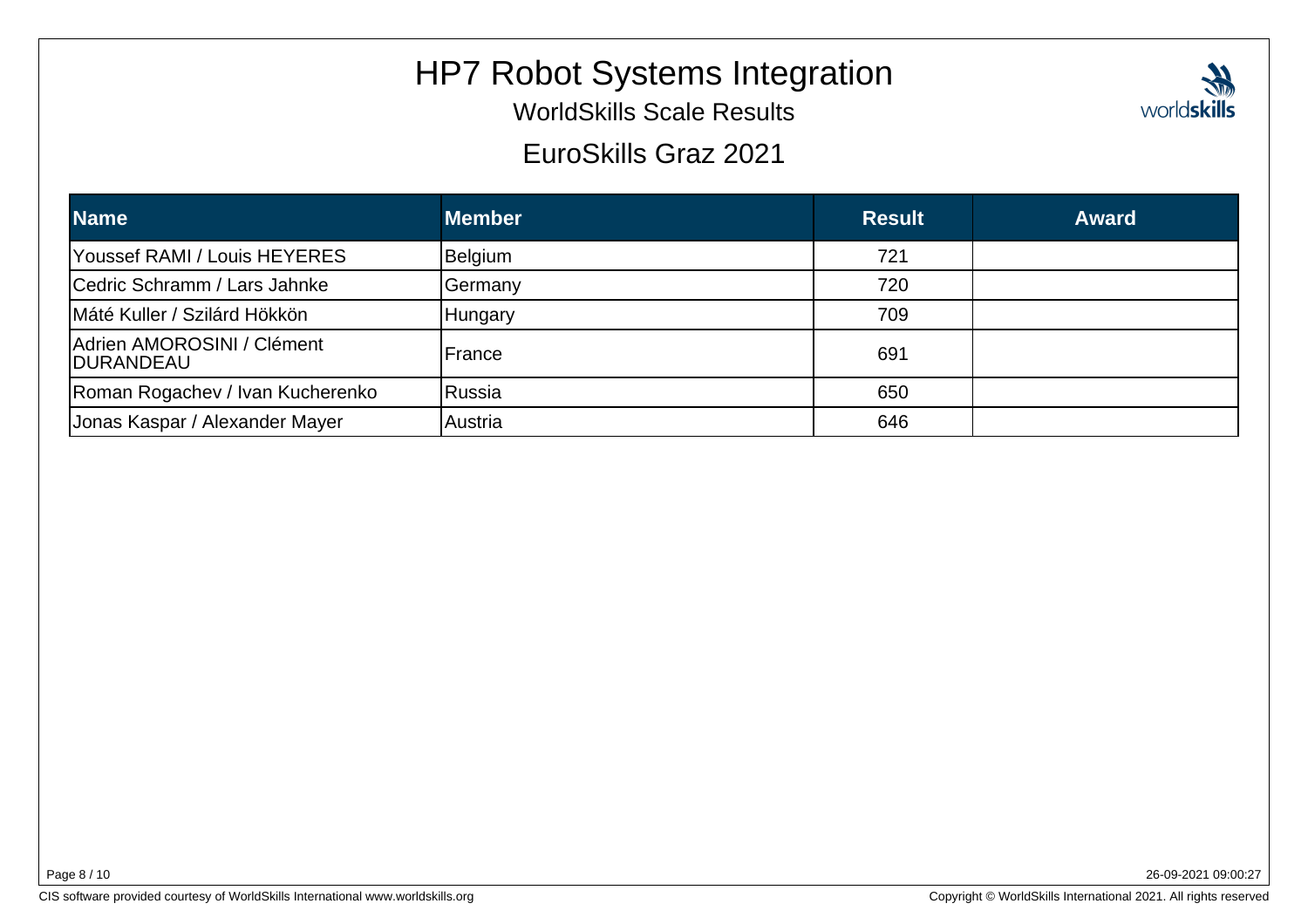# HP7 Robot Systems Integration

WorldSkills Scale Results

EuroSkills Graz 2021

| Name | Member | Result | Award |
| --- | --- | --- | --- |
| Youssef RAMI / Louis HEYERES | Belgium | 721 | |
| Cedric Schramm / Lars Jahnke | Germany | 720 | |
| Máté Kuller / Szilárd Hökkön | Hungary | 709 | |
| Adrien AMOROSINI / Clément DURANDEAU | France | 691 | |
| Roman Rogachev / Ivan Kucherenko | Russia | 650 | |
| Jonas Kaspar / Alexander Mayer | Austria | 646 | |

26-09-2021 09:00:27

CIS software provided courtesy of WorldSkills International www.worldskills.org

Copyright © WorldSkills International 2021. All rights reserved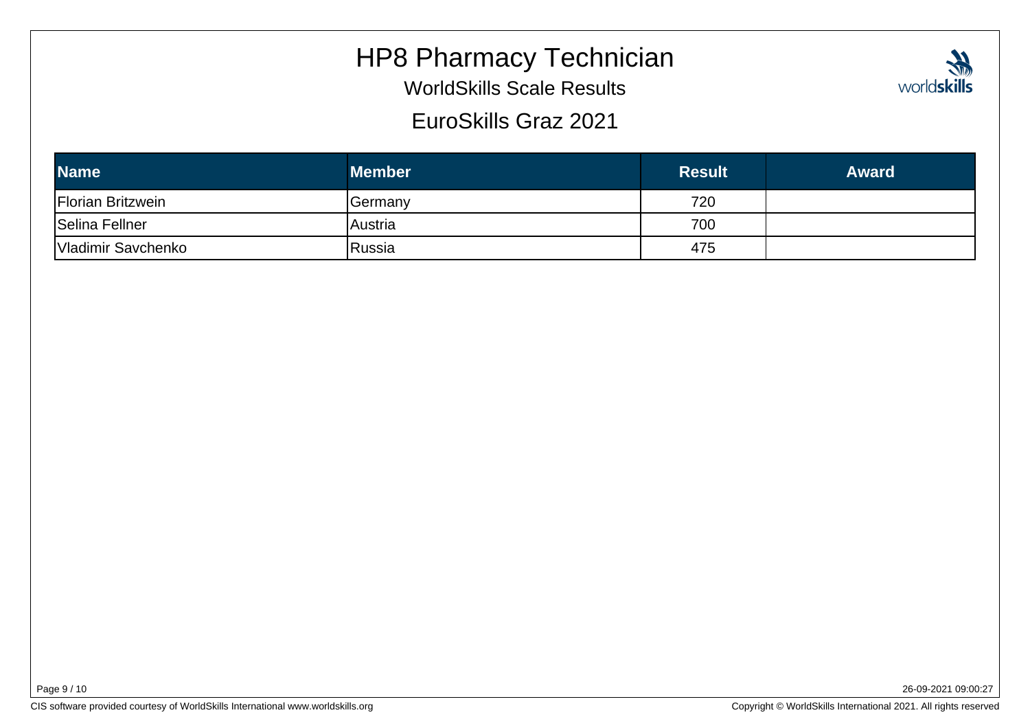# HP8 Pharmacy Technician

WorldSkills Scale Results

EuroSkills Graz 2021

| Name | Member | Result | Award |
| --- | --- | --- | --- |
| Florian Britzwein | Germany | 720 | |
| Selina Fellner | Austria | 700 | |
| Vladimir Savchenko | Russia | 475 | |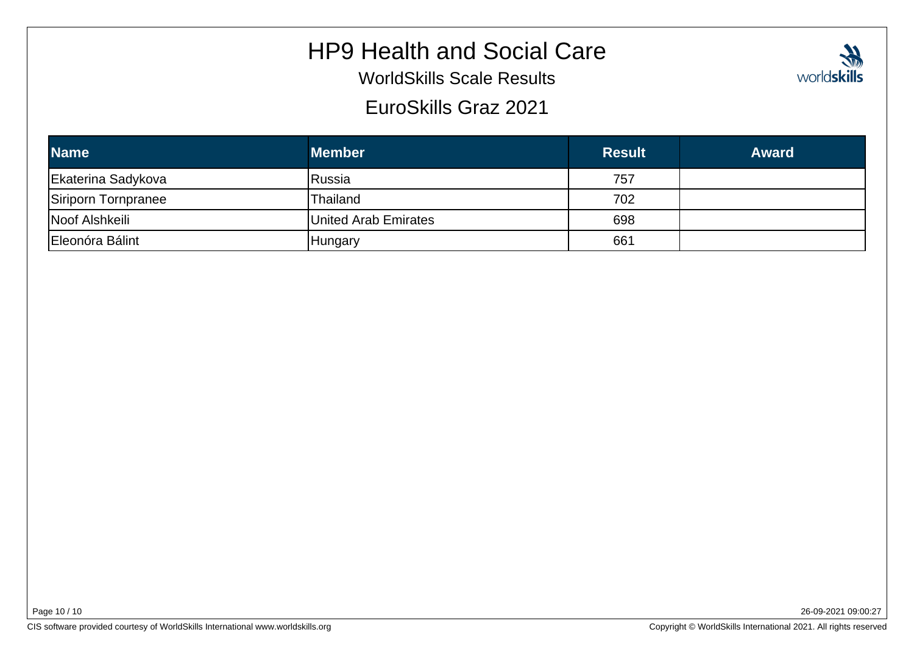# HP9 Health and Social Care

WorldSkills Scale Results

EuroSkills Graz 2021

| Name | Member | Result | Award |
| --- | --- | --- | --- |
| Ekaterina Sadykova | Russia | 757 | |
| Siriporn Tornpranee | Thailand | 702 | |
| Noof Alshkeili | United Arab Emirates | 698 | |
| Eleonóra Bálint | Hungary | 661 | |